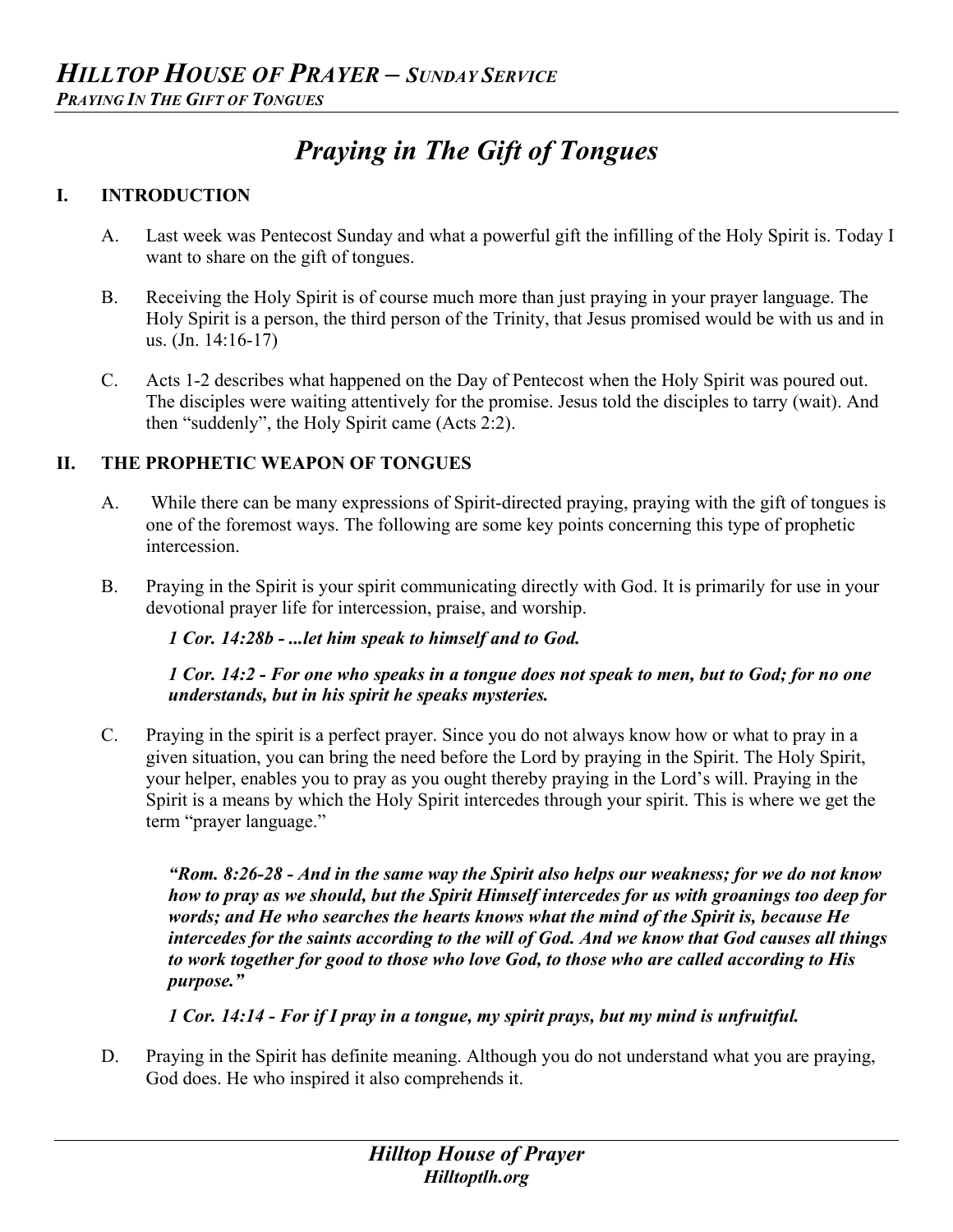# *Praying in The Gift of Tongues*

## I. INTRODUCTION

A. Last week was Pentecost Sunday and what a powerful gift the infilling of the Holy Spirit is. Today I want to share on the gift of tongues.

B. Receiving the Holy Spirit is of course much more than just praying in your prayer language. The Holy Spirit is a person, the third person of the Trinity, that Jesus promised would be with us and in us. (Jn. 14:16-17)

C. Acts 1-2 describes what happened on the Day of Pentecost when the Holy Spirit was poured out. The disciples were waiting attentively for the promise. Jesus told the disciples to tarry (wait). And then "suddenly", the Holy Spirit came (Acts 2:2).

## II. THE PROPHETIC WEAPON OF TONGUES

A. While there can be many expressions of Spirit-directed praying, praying with the gift of tongues is one of the foremost ways. The following are some key points concerning this type of prophetic intercession.

B. Praying in the Spirit is your spirit communicating directly with God. It is primarily for use in your devotional prayer life for intercession, praise, and worship.

***1 Cor. 14:28b - ...let him speak to himself and to God.***

***1 Cor. 14:2 - For one who speaks in a tongue does not speak to men, but to God; for no one understands, but in his spirit he speaks mysteries.***

C. Praying in the spirit is a perfect prayer. Since you do not always know how or what to pray in a given situation, you can bring the need before the Lord by praying in the Spirit. The Holy Spirit, your helper, enables you to pray as you ought thereby praying in the Lord's will. Praying in the Spirit is a means by which the Holy Spirit intercedes through your spirit. This is where we get the term "prayer language."

***"Rom. 8:26-28 - And in the same way the Spirit also helps our weakness; for we do not know how to pray as we should, but the Spirit Himself intercedes for us with groanings too deep for words; and He who searches the hearts knows what the mind of the Spirit is, because He intercedes for the saints according to the will of God. And we know that God causes all things to work together for good to those who love God, to those who are called according to His purpose."***

***1 Cor. 14:14 - For if I pray in a tongue, my spirit prays, but my mind is unfruitful.***

D. Praying in the Spirit has definite meaning. Although you do not understand what you are praying, God does. He who inspired it also comprehends it.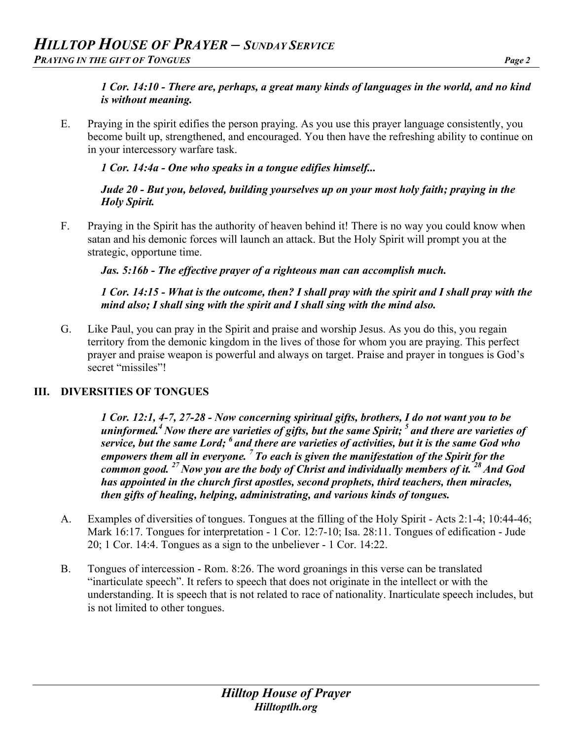*1 Cor. 14:10 - There are, perhaps, a great many kinds of languages in the world, and no kind is without meaning.*

E. Praying in the spirit edifies the person praying. As you use this prayer language consistently, you become built up, strengthened, and encouraged. You then have the refreshing ability to continue on in your intercessory warfare task.

*1 Cor. 14:4a - One who speaks in a tongue edifies himself...*

*Jude 20 - But you, beloved, building yourselves up on your most holy faith; praying in the Holy Spirit.*

F. Praying in the Spirit has the authority of heaven behind it! There is no way you could know when satan and his demonic forces will launch an attack. But the Holy Spirit will prompt you at the strategic, opportune time.

*Jas. 5:16b - The effective prayer of a righteous man can accomplish much.*

*1 Cor. 14:15 - What is the outcome, then? I shall pray with the spirit and I shall pray with the mind also; I shall sing with the spirit and I shall sing with the mind also.*

G. Like Paul, you can pray in the Spirit and praise and worship Jesus. As you do this, you regain territory from the demonic kingdom in the lives of those for whom you are praying. This perfect prayer and praise weapon is powerful and always on target. Praise and prayer in tongues is God's secret "missiles"!

## III. DIVERSITIES OF TONGUES

***1 Cor. 12:1, 4-7, 27-28 - Now concerning spiritual gifts, brothers, I do not want you to be uninformed.[4] Now there are varieties of gifts, but the same Spirit; [5] and there are varieties of service, but the same Lord; [6] and there are varieties of activities, but it is the same God who empowers them all in everyone. [7] To each is given the manifestation of the Spirit for the common good. [27] Now you are the body of Christ and individually members of it. [28] And God has appointed in the church first apostles, second prophets, third teachers, then miracles, then gifts of healing, helping, administrating, and various kinds of tongues.***

A. Examples of diversities of tongues. Tongues at the filling of the Holy Spirit - Acts 2:1-4; 10:44-46; Mark 16:17. Tongues for interpretation - 1 Cor. 12:7-10; Isa. 28:11. Tongues of edification - Jude 20; 1 Cor. 14:4. Tongues as a sign to the unbeliever - 1 Cor. 14:22.

B. Tongues of intercession - Rom. 8:26. The word groanings in this verse can be translated "inarticulate speech". It refers to speech that does not originate in the intellect or with the understanding. It is speech that is not related to race of nationality. Inarticulate speech includes, but is not limited to other tongues.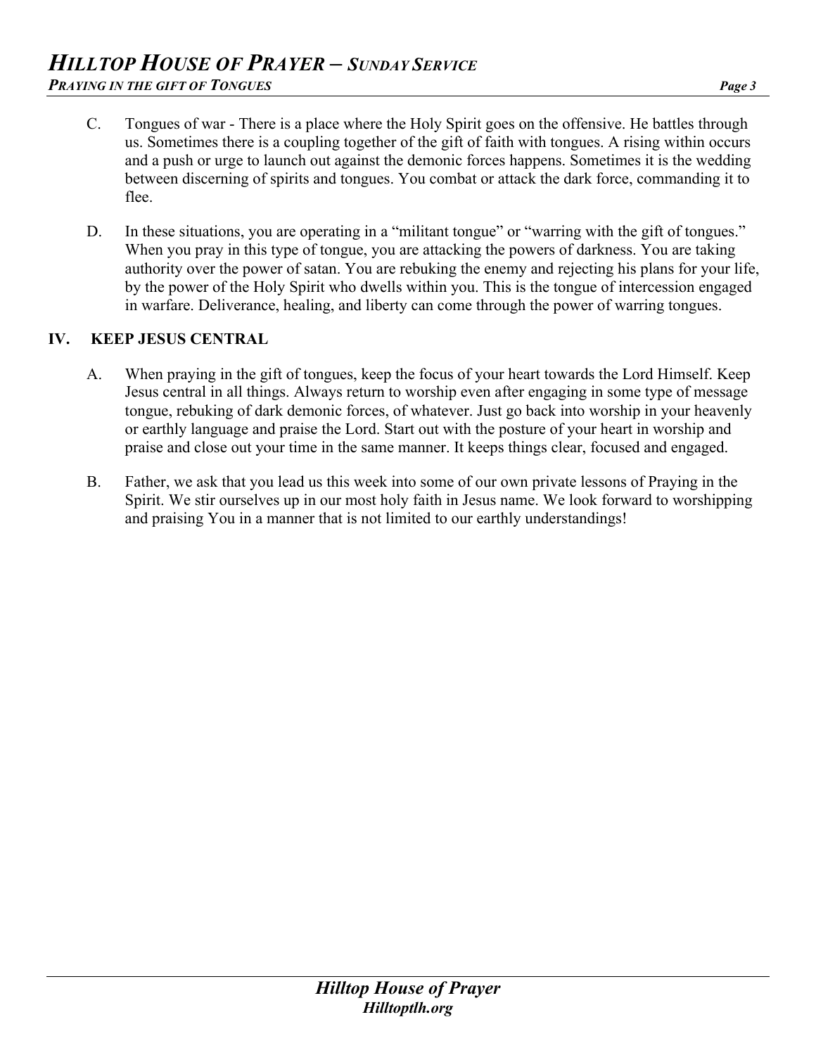C. Tongues of war - There is a place where the Holy Spirit goes on the offensive. He battles through us. Sometimes there is a coupling together of the gift of faith with tongues. A rising within occurs and a push or urge to launch out against the demonic forces happens. Sometimes it is the wedding between discerning of spirits and tongues. You combat or attack the dark force, commanding it to flee.

D. In these situations, you are operating in a "militant tongue" or "warring with the gift of tongues." When you pray in this type of tongue, you are attacking the powers of darkness. You are taking authority over the power of satan. You are rebuking the enemy and rejecting his plans for your life, by the power of the Holy Spirit who dwells within you. This is the tongue of intercession engaged in warfare. Deliverance, healing, and liberty can come through the power of warring tongues.

## IV. KEEP JESUS CENTRAL

A. When praying in the gift of tongues, keep the focus of your heart towards the Lord Himself. Keep Jesus central in all things. Always return to worship even after engaging in some type of message tongue, rebuking of dark demonic forces, of whatever. Just go back into worship in your heavenly or earthly language and praise the Lord. Start out with the posture of your heart in worship and praise and close out your time in the same manner. It keeps things clear, focused and engaged.

B. Father, we ask that you lead us this week into some of our own private lessons of Praying in the Spirit. We stir ourselves up in our most holy faith in Jesus name. We look forward to worshipping and praising You in a manner that is not limited to our earthly understandings!